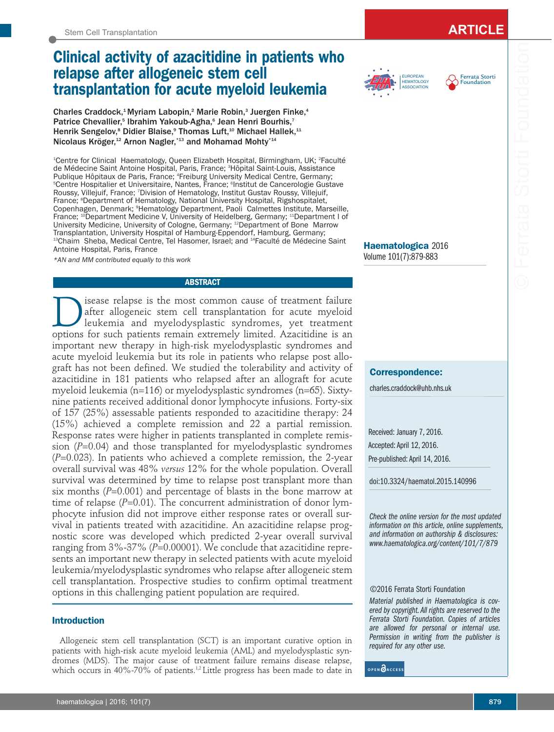# Clinical activity of azacitidine in patients who relapse after allogeneic stem cell transplantation for acute myeloid leukemia

**Charles Craddock,[1] Myriam Labopin,[2] Marie Robin,[3] Juergen Finke,[4] Patrice Chevallier,[5] Ibrahim Yakoub-Agha,[6] Jean Henri Bourhis,[7] Henrik Sengelov,[8] Didier Blaise,[9] Thomas Luft,[10] Michael Hallek,[11] Nicolaus Kröger,[12] Arnon Nagler,[*13] and Mohamad Mohty[*14]**

[1]Centre for Clinical Haematology, Queen Elizabeth Hospital, Birmingham, UK; [2]Faculté de Médecine Saint Antoine Hospital, Paris, France; [3]Hôpital Saint-Louis, Assistance Publique Hôpitaux de Paris, France; [4]Freiburg University Medical Centre, Germany; [5]Centre Hospitalier et Universitaire, Nantes, France; [6]Institut de Cancerologie Gustave Roussy, Villejuif, France; [7]Division of Hematology, Institut Gustav Roussy, Villejuif, France; [8]Department of Hematology, National University Hospital, Rigshospitalet, Copenhagen, Denmark; [9]Hematology Department, Paoli Calmettes Institute, Marseille, France; [10]Department Medicine V, University of Heidelberg, Germany; [11]Department I of University Medicine, University of Cologne, Germany; [12]Department of Bone Marrow Transplantation, University Hospital of Hamburg-Eppendorf, Hamburg, Germany; [13]Chaim Sheba, Medical Centre, Tel Hasomer, Israel; and [14]Faculté de Médecine Saint Antoine Hospital, Paris, France

*\*AN and MM contributed equally to this work*

## ABSTRACT

Disease relapse is the most common cause of treatment failure after allogeneic stem cell transplantation for acute myeloid leukemia and myelodysplastic syndromes, yet treatment options for such patients remain extremely limited. Azacitidine is an important new therapy in high-risk myelodysplastic syndromes and acute myeloid leukemia but its role in patients who relapse post allograft has not been defined. We studied the tolerability and activity of azacitidine in 181 patients who relapsed after an allograft for acute myeloid leukemia (n=116) or myelodysplastic syndromes (n=65). Sixty-nine patients received additional donor lymphocyte infusions. Forty-six of 157 (25%) assessable patients responded to azacitidine therapy: 24 (15%) achieved a complete remission and 22 a partial remission. Response rates were higher in patients transplanted in complete remission (*P*=0.04) and those transplanted for myelodysplastic syndromes (*P*=0.023). In patients who achieved a complete remission, the 2-year overall survival was 48% *versus* 12% for the whole population. Overall survival was determined by time to relapse post transplant more than six months (*P*=0.001) and percentage of blasts in the bone marrow at time of relapse (*P*=0.01). The concurrent administration of donor lymphocyte infusion did not improve either response rates or overall survival in patients treated with azacitidine. An azacitidine relapse prognostic score was developed which predicted 2-year overall survival ranging from 3%-37% (*P*=0.00001). We conclude that azacitidine represents an important new therapy in selected patients with acute myeloid leukemia/myelodysplastic syndromes who relapse after allogeneic stem cell transplantation. Prospective studies to confirm optimal treatment options in this challenging patient population are required.

## Introduction

Allogeneic stem cell transplantation (SCT) is an important curative option in patients with high-risk acute myeloid leukemia (AML) and myelodysplastic syndromes (MDS). The major cause of treatment failure remains disease relapse, which occurs in 40%-70% of patients.[1,2] Little progress has been made to date in

**Correspondence:**

charles.craddock@uhb.nhs.uk

Received: January 7, 2016.
Accepted: April 12, 2016.
Pre-published: April 14, 2016.

doi:10.3324/haematol.2015.140996

*Check the online version for the most updated information on this article, online supplements, and information on authorship & disclosures: www.haematologica.org/content/101/7/879*

©2016 Ferrata Storti Foundation

*Material published in Haematologica is covered by copyright. All rights are reserved to the Ferrata Storti Foundation. Copies of articles are allowed for personal or internal use. Permission in writing from the publisher is required for any other use.*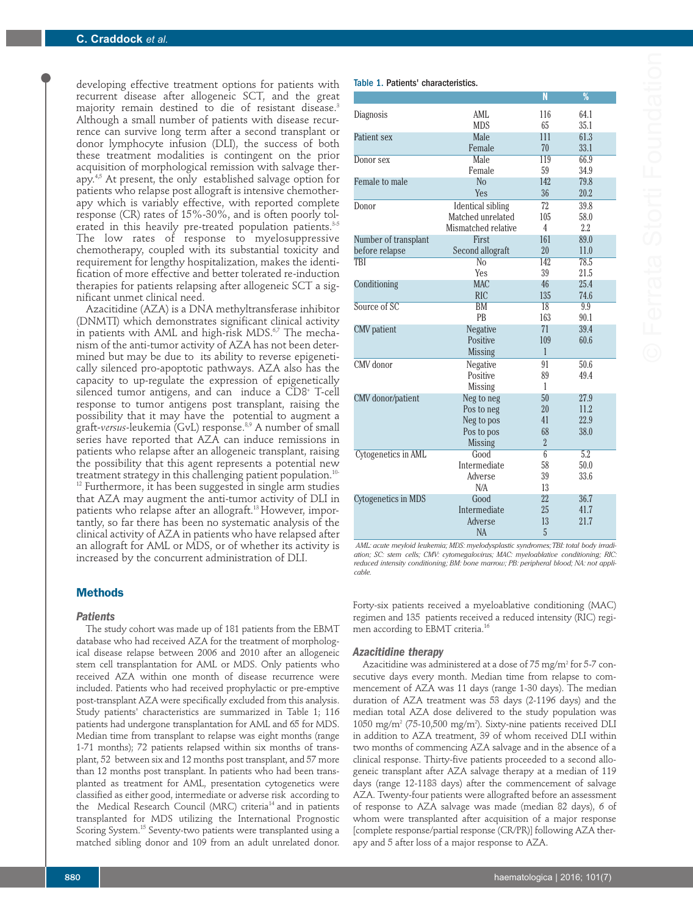developing effective treatment options for patients with recurrent disease after allogeneic SCT, and the great majority remain destined to die of resistant disease.[3] Although a small number of patients with disease recurrence can survive long term after a second transplant or donor lymphocyte infusion (DLI), the success of both these treatment modalities is contingent on the prior acquisition of morphological remission with salvage therapy.[4,5] At present, the only established salvage option for patients who relapse post allograft is intensive chemotherapy which is variably effective, with reported complete response (CR) rates of 15%-30%, and is often poorly tolerated in this heavily pre-treated population patients.[3-5] The low rates of response to myelosuppressive chemotherapy, coupled with its substantial toxicity and requirement for lengthy hospitalization, makes the identification of more effective and better tolerated re-induction therapies for patients relapsing after allogeneic SCT a significant unmet clinical need.

Azacitidine (AZA) is a DNA methyltransferase inhibitor (DNMTI) which demonstrates significant clinical activity in patients with AML and high-risk MDS.[6,7] The mechanism of the anti-tumor activity of AZA has not been determined but may be due to its ability to reverse epigenetically silenced pro-apoptotic pathways. AZA also has the capacity to up-regulate the expression of epigenetically silenced tumor antigens, and can induce a CD8$^+$ T-cell response to tumor antigens post transplant, raising the possibility that it may have the potential to augment a graft-*versus*-leukemia (GvL) response.[8,9] A number of small series have reported that AZA can induce remissions in patients who relapse after an allogeneic transplant, raising the possibility that this agent represents a potential new treatment strategy in this challenging patient population.[10-12] Furthermore, it has been suggested in single arm studies that AZA may augment the anti-tumor activity of DLI in patients who relapse after an allograft.[13] However, importantly, so far there has been no systematic analysis of the clinical activity of AZA in patients who have relapsed after an allograft for AML or MDS, or of whether its activity is increased by the concurrent administration of DLI.

## Methods

### Patients

The study cohort was made up of 181 patients from the EBMT database who had received AZA for the treatment of morphological disease relapse between 2006 and 2010 after an allogeneic stem cell transplantation for AML or MDS. Only patients who received AZA within one month of disease recurrence were included. Patients who had received prophylactic or pre-emptive post-transplant AZA were specifically excluded from this analysis. Study patients' characteristics are summarized in Table 1; 116 patients had undergone transplantation for AML and 65 for MDS. Median time from transplant to relapse was eight months (range 1-71 months); 72 patients relapsed within six months of transplant, 52 between six and 12 months post transplant, and 57 more than 12 months post transplant. In patients who had been transplanted as treatment for AML, presentation cytogenetics were classified as either good, intermediate or adverse risk according to the Medical Research Council (MRC) criteria[14] and in patients transplanted for MDS utilizing the International Prognostic Scoring System.[15] Seventy-two patients were transplanted using a matched sibling donor and 109 from an adult unrelated donor.

**Table 1.** Patients' characteristics.

| | | N | % |
|---|---|---|---|
| Diagnosis | AML | 116 | 64.1 |
| | MDS | 65 | 35.1 |
| Patient sex | Male | 111 | 61.3 |
| | Female | 70 | 33.1 |
| Donor sex | Male | 119 | 66.9 |
| | Female | 59 | 34.9 |
| Female to male | No | 142 | 79.8 |
| | Yes | 36 | 20.2 |
| Donor | Identical sibling | 72 | 39.8 |
| | Matched unrelated | 105 | 58.0 |
| | Mismatched relative | 4 | 2.2 |
| Number of transplant before relapse | First | 161 | 89.0 |
| | Second allograft | 20 | 11.0 |
| TBI | No | 142 | 78.5 |
| | Yes | 39 | 21.5 |
| Conditioning | MAC | 46 | 25.4 |
| | RIC | 135 | 74.6 |
| Source of SC | BM | 18 | 9.9 |
| | PB | 163 | 90.1 |
| CMV patient | Negative | 71 | 39.4 |
| | Positive | 109 | 60.6 |
| | Missing | 1 | |
| CMV donor | Negative | 91 | 50.6 |
| | Positive | 89 | 49.4 |
| | Missing | 1 | |
| CMV donor/patient | Neg to neg | 50 | 27.9 |
| | Pos to neg | 20 | 11.2 |
| | Neg to pos | 41 | 22.9 |
| | Pos to pos | 68 | 38.0 |
| | Missing | 2 | |
| Cytogenetics in AML | Good | 6 | 5.2 |
| | Intermediate | 58 | 50.0 |
| | Adverse | 39 | 33.6 |
| | N/A | 13 | |
| Cytogenetics in MDS | Good | 22 | 36.7 |
| | Intermediate | 25 | 41.7 |
| | Adverse | 13 | 21.7 |
| | NA | 5 | |

*AML: acute meyloid leukemia; MDS: myelodysplastic syndromes; TBI: total body irradiation; SC: stem cells; CMV: cytomegalovirus; MAC: myeloablative conditioning; RIC: reduced intensity conditioning; BM: bone marrow; PB: peripheral blood; NA: not applicable.*

Forty-six patients received a myeloablative conditioning (MAC) regimen and 135 patients received a reduced intensity (RIC) regimen according to EBMT criteria.[16]

### Azacitidine therapy

Azacitidine was administered at a dose of 75 mg/m$^2$ for 5-7 consecutive days every month. Median time from relapse to commencement of AZA was 11 days (range 1-30 days). The median duration of AZA treatment was 53 days (2-1196 days) and the median total AZA dose delivered to the study population was 1050 mg/m$^2$ (75-10,500 mg/m$^2$). Sixty-nine patients received DLI in addition to AZA treatment, 39 of whom received DLI within two months of commencing AZA salvage and in the absence of a clinical response. Thirty-five patients proceeded to a second allogeneic transplant after AZA salvage therapy at a median of 119 days (range 12-1183 days) after the commencement of salvage AZA. Twenty-four patients were allografted before an assessment of response to AZA salvage was made (median 82 days), 6 of whom were transplanted after acquisition of a major response [complete response/partial response (CR/PR)] following AZA therapy and 5 after loss of a major response to AZA.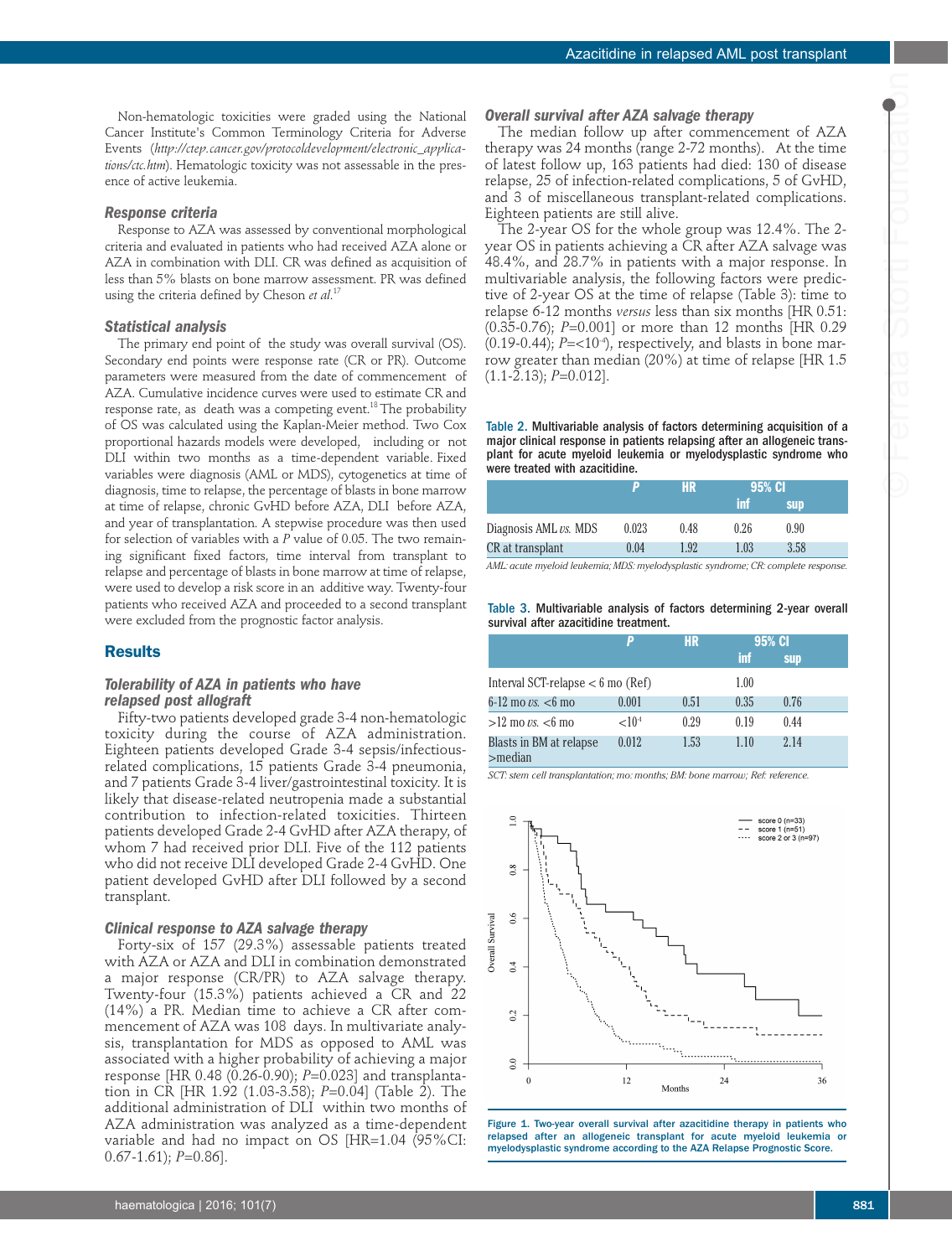Non-hematologic toxicities were graded using the National Cancer Institute's Common Terminology Criteria for Adverse Events (*http://ctep.cancer.gov/protocoldevelopment/electronic_applications/ctc.htm*). Hematologic toxicity was not assessable in the presence of active leukemia.

### Response criteria

Response to AZA was assessed by conventional morphological criteria and evaluated in patients who had received AZA alone or AZA in combination with DLI. CR was defined as acquisition of less than 5% blasts on bone marrow assessment. PR was defined using the criteria defined by Cheson *et al.*[17]

### Statistical analysis

The primary end point of the study was overall survival (OS). Secondary end points were response rate (CR or PR). Outcome parameters were measured from the date of commencement of AZA. Cumulative incidence curves were used to estimate CR and response rate, as death was a competing event.[18] The probability of OS was calculated using the Kaplan-Meier method. Two Cox proportional hazards models were developed, including or not DLI within two months as a time-dependent variable. Fixed variables were diagnosis (AML or MDS), cytogenetics at time of diagnosis, time to relapse, the percentage of blasts in bone marrow at time of relapse, chronic GvHD before AZA, DLI before AZA, and year of transplantation. A stepwise procedure was then used for selection of variables with a *P* value of 0.05. The two remaining significant fixed factors, time interval from transplant to relapse and percentage of blasts in bone marrow at time of relapse, were used to develop a risk score in an additive way. Twenty-four patients who received AZA and proceeded to a second transplant were excluded from the prognostic factor analysis.

## Results

### Tolerability of AZA in patients who have relapsed post allograft

Fifty-two patients developed grade 3-4 non-hematologic toxicity during the course of AZA administration. Eighteen patients developed Grade 3-4 sepsis/infectious-related complications, 15 patients Grade 3-4 pneumonia, and 7 patients Grade 3-4 liver/gastrointestinal toxicity. It is likely that disease-related neutropenia made a substantial contribution to infection-related toxicities. Thirteen patients developed Grade 2-4 GvHD after AZA therapy, of whom 7 had received prior DLI. Five of the 112 patients who did not receive DLI developed Grade 2-4 GvHD. One patient developed GvHD after DLI followed by a second transplant.

### Clinical response to AZA salvage therapy

Forty-six of 157 (29.3%) assessable patients treated with AZA or AZA and DLI in combination demonstrated a major response (CR/PR) to AZA salvage therapy. Twenty-four (15.3%) patients achieved a CR and 22 (14%) a PR. Median time to achieve a CR after commencement of AZA was 108 days. In multivariate analysis, transplantation for MDS as opposed to AML was associated with a higher probability of achieving a major response [HR 0.48 (0.26-0.90); *P*=0.023] and transplantation in CR [HR 1.92 (1.03-3.58); *P*=0.04] (Table 2). The additional administration of DLI within two months of AZA administration was analyzed as a time-dependent variable and had no impact on OS [HR=1.04 (95%CI: 0.67-1.61); *P*=0.86].

### Overall survival after AZA salvage therapy

The median follow up after commencement of AZA therapy was 24 months (range 2-72 months). At the time of latest follow up, 163 patients had died: 130 of disease relapse, 25 of infection-related complications, 5 of GvHD, and 3 of miscellaneous transplant-related complications. Eighteen patients are still alive.

The 2-year OS for the whole group was 12.4%. The 2-year OS in patients achieving a CR after AZA salvage was 48.4%, and 28.7% in patients with a major response. In multivariable analysis, the following factors were predictive of 2-year OS at the time of relapse (Table 3): time to relapse 6-12 months *versus* less than six months [HR 0.51: (0.35-0.76); *P*=0.001] or more than 12 months [HR 0.29 (0.19-0.44); *P*=<$10^{-4}$), respectively, and blasts in bone marrow greater than median (20%) at time of relapse [HR 1.5 (1.1-2.13); *P*=0.012].

**Table 2.** Multivariable analysis of factors determining acquisition of a major clinical response in patients relapsing after an allogeneic transplant for acute myeloid leukemia or myelodysplastic syndrome who were treated with azacitidine.

| | *P* | HR | 95% CI | |
|---|---|---|---|---|
| | | | inf | sup |
| Diagnosis AML *vs.* MDS | 0.023 | 0.48 | 0.26 | 0.90 |
| CR at transplant | 0.04 | 1.92 | 1.03 | 3.58 |

*AML: acute myeloid leukemia; MDS: myelodysplastic syndrome; CR: complete response.*

**Table 3.** Multivariable analysis of factors determining 2-year overall survival after azacitidine treatment.

| | *P* | HR | 95% CI | |
|---|---|---|---|---|
| | | | inf | sup |
| Interval SCT-relapse < 6 mo (Ref) | | 1.00 | | |
| 6-12 mo *vs.* <6 mo | 0.001 | 0.51 | 0.35 | 0.76 |
| >12 mo *vs.* <6 mo | <$10^{-4}$ | 0.29 | 0.19 | 0.44 |
| Blasts in BM at relapse >median | 0.012 | 1.53 | 1.10 | 2.14 |

*SCT: stem cell transplantation; mo: months; BM: bone marrow; Ref: reference.*

**Figure 1.** Two-year overall survival after azacitidine therapy in patients who relapsed after an allogeneic transplant for acute myeloid leukemia or myelodysplastic syndrome according to the AZA Relapse Prognostic Score.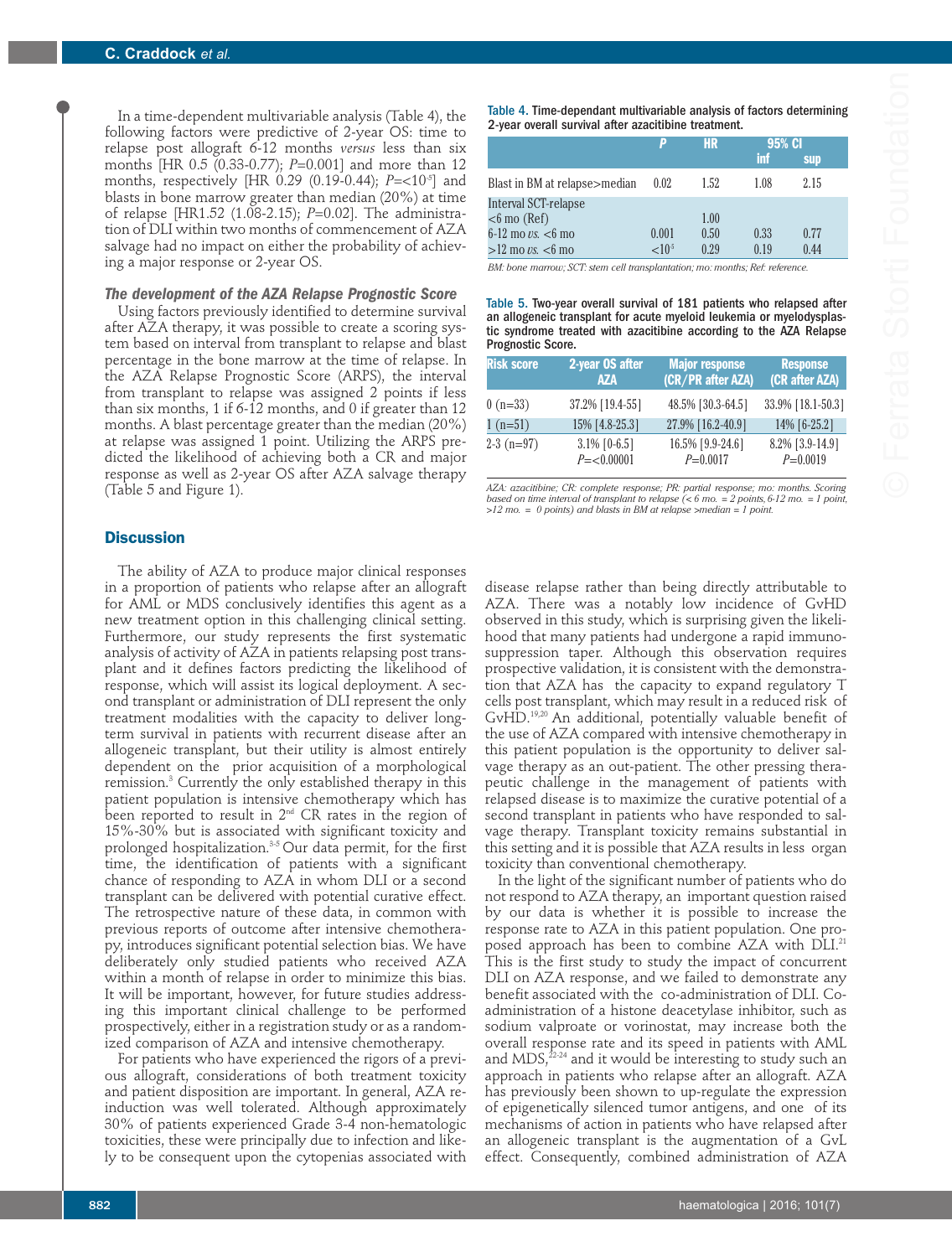In a time-dependent multivariable analysis (Table 4), the following factors were predictive of 2-year OS: time to relapse post allograft 6-12 months *versus* less than six months [HR 0.5 (0.33-0.77); *P*=0.001] and more than 12 months, respectively [HR 0.29 (0.19-0.44); *P*=<$10^{-5}$] and blasts in bone marrow greater than median (20%) at time of relapse [HR1.52 (1.08-2.15); *P*=0.02]. The administration of DLI within two months of commencement of AZA salvage had no impact on either the probability of achieving a major response or 2-year OS.

**Table 4.** Time-dependant multivariable analysis of factors determining 2-year overall survival after azacitibine treatment.

| | P | HR | 95% CI | |
|---|---|---|---|---|
| | | | inf | sup |
| Blast in BM at relapse>median | 0.02 | 1.52 | 1.08 | 2.15 |
| Interval SCT-relapse | | | | |
| <6 mo (Ref) | | 1.00 | | |
| 6-12 mo *vs.* <6 mo | 0.001 | 0.50 | 0.33 | 0.77 |
| >12 mo *vs.* <6 mo | <$10^{-5}$ | 0.29 | 0.19 | 0.44 |

BM: bone marrow; SCT: stem cell transplantation; mo: months; Ref: reference.

### The development of the AZA Relapse Prognostic Score

Using factors previously identified to determine survival after AZA therapy, it was possible to create a scoring system based on interval from transplant to relapse and blast percentage in the bone marrow at the time of relapse. In the AZA Relapse Prognostic Score (ARPS), the interval from transplant to relapse was assigned 2 points if less than six months, 1 if 6-12 months, and 0 if greater than 12 months. A blast percentage greater than the median (20%) at relapse was assigned 1 point. Utilizing the ARPS predicted the likelihood of achieving both a CR and major response as well as 2-year OS after AZA salvage therapy (Table 5 and Figure 1).

**Table 5.** Two-year overall survival of 181 patients who relapsed after an allogeneic transplant for acute myeloid leukemia or myelodysplastic syndrome treated with azacitibine according to the AZA Relapse Prognostic Score.

| Risk score | 2-year OS after AZA | Major response (CR/PR after AZA) | Response (CR after AZA) |
|---|---|---|---|
| 0 (n=33) | 37.2% [19.4-55] | 48.5% [30.3-64.5] | 33.9% [18.1-50.3] |
| 1 (n=51) | 15% [4.8-25.3] | 27.9% [16.2-40.9] | 14% [6-25.2] |
| 2-3 (n=97) | 3.1% [0-6.5] *P*=<0.00001 | 16.5% [9.9-24.6] *P*=0.0017 | 8.2% [3.9-14.9] *P*=0.0019 |

AZA: azacitibine; CR: complete response; PR: partial response; mo: months. Scoring based on time interval of transplant to relapse (< 6 mo. = 2 points, 6-12 mo. = 1 point, >12 mo. = 0 points) and blasts in BM at relapse >median = 1 point.

## Discussion

The ability of AZA to produce major clinical responses in a proportion of patients who relapse after an allograft for AML or MDS conclusively identifies this agent as a new treatment option in this challenging clinical setting. Furthermore, our study represents the first systematic analysis of activity of AZA in patients relapsing post transplant and it defines factors predicting the likelihood of response, which will assist its logical deployment. A second transplant or administration of DLI represent the only treatment modalities with the capacity to deliver long-term survival in patients with recurrent disease after an allogeneic transplant, but their utility is almost entirely dependent on the prior acquisition of a morphological remission.[3] Currently the only established therapy in this patient population is intensive chemotherapy which has been reported to result in 2nd CR rates in the region of 15%-30% but is associated with significant toxicity and prolonged hospitalization.[3-5] Our data permit, for the first time, the identification of patients with a significant chance of responding to AZA in whom DLI or a second transplant can be delivered with potential curative effect. The retrospective nature of these data, in common with previous reports of outcome after intensive chemotherapy, introduces significant potential selection bias. We have deliberately only studied patients who received AZA within a month of relapse in order to minimize this bias. It will be important, however, for future studies addressing this important clinical challenge to be performed prospectively, either in a registration study or as a randomized comparison of AZA and intensive chemotherapy.

For patients who have experienced the rigors of a previous allograft, considerations of both treatment toxicity and patient disposition are important. In general, AZA re-induction was well tolerated. Although approximately 30% of patients experienced Grade 3-4 non-hematologic toxicities, these were principally due to infection and likely to be consequent upon the cytopenias associated with disease relapse rather than being directly attributable to AZA. There was a notably low incidence of GvHD observed in this study, which is surprising given the likelihood that many patients had undergone a rapid immunosuppression taper. Although this observation requires prospective validation, it is consistent with the demonstration that AZA has the capacity to expand regulatory T cells post transplant, which may result in a reduced risk of GvHD.[19,20] An additional, potentially valuable benefit of the use of AZA compared with intensive chemotherapy in this patient population is the opportunity to deliver salvage therapy as an out-patient. The other pressing therapeutic challenge in the management of patients with relapsed disease is to maximize the curative potential of a second transplant in patients who have responded to salvage therapy. Transplant toxicity remains substantial in this setting and it is possible that AZA results in less organ toxicity than conventional chemotherapy.

In the light of the significant number of patients who do not respond to AZA therapy, an important question raised by our data is whether it is possible to increase the response rate to AZA in this patient population. One proposed approach has been to combine AZA with DLI.[21] This is the first study to study the impact of concurrent DLI on AZA response, and we failed to demonstrate any benefit associated with the co-administration of DLI. Co-administration of a histone deacetylase inhibitor, such as sodium valproate or vorinostat, may increase both the overall response rate and its speed in patients with AML and MDS,[22-24] and it would be interesting to study such an approach in patients who relapse after an allograft. AZA has previously been shown to up-regulate the expression of epigenetically silenced tumor antigens, and one of its mechanisms of action in patients who have relapsed after an allogeneic transplant is the augmentation of a GvL effect. Consequently, combined administration of AZA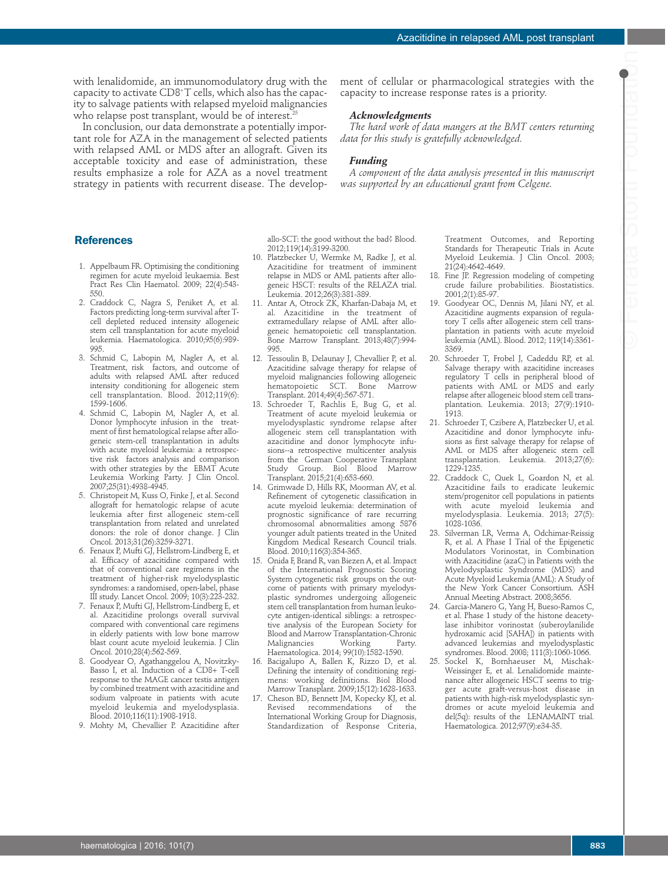with lenalidomide, an immunomodulatory drug with the capacity to activate CD8[+]T cells, which also has the capacity to salvage patients with relapsed myeloid malignancies who relapse post transplant, would be of interest.[25]

In conclusion, our data demonstrate a potentially important role for AZA in the management of selected patients with relapsed AML or MDS after an allograft. Given its acceptable toxicity and ease of administration, these results emphasize a role for AZA as a novel treatment strategy in patients with recurrent disease. The development of cellular or pharmacological strategies with the capacity to increase response rates is a priority.

### *Acknowledgments*

*The hard work of data mangers at the BMT centers returning data for this study is gratefully acknowledged.*

### *Funding*

*A component of the data analysis presented in this manuscript was supported by an educational grant from Celgene.*

## References

1. Appelbaum FR. Optimising the conditioning regimen for acute myeloid leukaemia. Best Pract Res Clin Haematol. 2009; 22(4):543-550.
2. Craddock C, Nagra S, Peniket A, et al. Factors predicting long-term survival after T-cell depleted reduced intensity allogeneic stem cell transplantation for acute myeloid leukemia. Haematologica. 2010;95(6):989-995.
3. Schmid C, Labopin M, Nagler A, et al. Treatment, risk factors, and outcome of adults with relapsed AML after reduced intensity conditioning for allogeneic stem cell transplantation. Blood. 2012;119(6): 1599-1606.
4. Schmid C, Labopin M, Nagler A, et al. Donor lymphocyte infusion in the treatment of first hematological relapse after allogeneic stem-cell transplantation in adults with acute myeloid leukemia: a retrospective risk factors analysis and comparison with other strategies by the EBMT Acute Leukemia Working Party. J Clin Oncol. 2007;25(31):4938-4945.
5. Christopeit M, Kuss O, Finke J, et al. Second allograft for hematologic relapse of acute leukemia after first allogeneic stem-cell transplantation from related and unrelated donors: the role of donor change. J Clin Oncol. 2013;31(26):3259-3271.
6. Fenaux P, Mufti GJ, Hellstrom-Lindberg E, et al. Efficacy of azacitidine compared with that of conventional care regimens in the treatment of higher-risk myelodysplastic syndromes: a randomised, open-label, phase III study. Lancet Oncol. 2009; 10(3):223-232.
7. Fenaux P, Mufti GJ, Hellstrom-Lindberg E, et al. Azacitidine prolongs overall survival compared with conventional care regimens in elderly patients with low bone marrow blast count acute myeloid leukemia. J Clin Oncol. 2010;28(4):562-569.
8. Goodyear O, Agathanggelou A, Novitzky-Basso I, et al. Induction of a CD8+ T-cell response to the MAGE cancer testis antigen by combined treatment with azacitidine and sodium valproate in patients with acute myeloid leukemia and myelodysplasia. Blood. 2010;116(11):1908-1918.
9. Mohty M, Chevallier P. Azacitidine after allo-SCT: the good without the bad? Blood. 2012;119(14):3199-3200.
10. Platzbecker U, Wermke M, Radke J, et al. Azacitidine for treatment of imminent relapse in MDS or AML patients after allogeneic HSCT: results of the RELAZA trial. Leukemia. 2012;26(3):381-389.
11. Antar A, Otrock ZK, Kharfan-Dabaja M, et al. Azacitidine in the treatment of extramedullary relapse of AML after allogeneic hematopoietic cell transplantation. Bone Marrow Transplant. 2013;48(7):994-995.
12. Tessoulin B, Delaunay J, Chevallier P, et al. Azacitidine salvage therapy for relapse of myeloid malignancies following allogeneic hematopoietic SCT. Bone Marrow Transplant. 2014;49(4):567-571.
13. Schroeder T, Rachlis E, Bug G, et al. Treatment of acute myeloid leukemia or myelodysplastic syndrome relapse after allogeneic stem cell transplantation with azacitidine and donor lymphocyte infusions--a retrospective multicenter analysis from the German Cooperative Transplant Study Group. Biol Blood Marrow Transplant. 2015;21(4):653-660.
14. Grimwade D, Hills RK, Moorman AV, et al. Refinement of cytogenetic classification in acute myeloid leukemia: determination of prognostic significance of rare recurring chromosomal abnormalities among 5876 younger adult patients treated in the United Kingdom Medical Research Council trials. Blood. 2010;116(3):354-365.
15. Onida F, Brand R, van Biezen A, et al. Impact of the International Prognostic Scoring System cytogenetic risk groups on the outcome of patients with primary myelodysplastic syndromes undergoing allogeneic stem cell transplantation from human leukocyte antigen-identical siblings: a retrospective analysis of the European Society for Blood and Marrow Transplantation-Chronic Malignancies Working Party. Haematologica. 2014; 99(10):1582-1590.
16. Bacigalupo A, Ballen K, Rizzo D, et al. Defining the intensity of conditioning regimens: working definitions. Biol Blood Marrow Transplant. 2009;15(12):1628-1633.
17. Cheson BD, Bennett JM, Kopecky KJ, et al. Revised recommendations of the International Working Group for Diagnosis, Standardization of Response Criteria, Treatment Outcomes, and Reporting Standards for Therapeutic Trials in Acute Myeloid Leukemia. J Clin Oncol. 2003; 21(24):4642-4649.
18. Fine JP. Regression modeling of competing crude failure probabilities. Biostatistics. 2001;2(1):85-97.
19. Goodyear OC, Dennis M, Jilani NY, et al. Azacitidine augments expansion of regulatory T cells after allogeneic stem cell transplantation in patients with acute myeloid leukemia (AML). Blood. 2012; 119(14):3361-3369.
20. Schroeder T, Frobel J, Cadeddu RP, et al. Salvage therapy with azacitidine increases regulatory T cells in peripheral blood of patients with AML or MDS and early relapse after allogeneic blood stem cell transplantation. Leukemia. 2013; 27(9):1910-1913.
21. Schroeder T, Czibere A, Platzbecker U, et al. Azacitidine and donor lymphocyte infusions as first salvage therapy for relapse of AML or MDS after allogeneic stem cell transplantation. Leukemia. 2013;27(6): 1229-1235.
22. Craddock C, Quek L, Goardon N, et al. Azacitidine fails to eradicate leukemic stem/progenitor cell populations in patients with acute myeloid leukemia and myelodysplasia. Leukemia. 2013; 27(5): 1028-1036.
23. Silverman LR, Verma A, Odchimar-Reissig R, et al. A Phase I Trial of the Epigenetic Modulators Vorinostat, in Combination with Azacitidine (azaC) in Patients with the Myelodysplastic Syndrome (MDS) and Acute Myeloid Leukemia (AML): A Study of the New York Cancer Consortium. ASH Annual Meeting Abstract. 2008;3656.
24. Garcia-Manero G, Yang H, Bueso-Ramos C, et al. Phase 1 study of the histone deacetylase inhibitor vorinostat (suberoylanilide hydroxamic acid [SAHA]) in patients with advanced leukemias and myelodysplastic syndromes. Blood. 2008; 111(3):1060-1066.
25. Sockel K, Bornhaeuser M, Mischak-Weissinger E, et al. Lenalidomide maintenance after allogeneic HSCT seems to trigger acute graft-versus-host disease in patients with high-risk myelodysplastic syndromes or acute myeloid leukemia and del(5q): results of the LENAMAINT trial. Haematologica. 2012;97(9):e34-35.